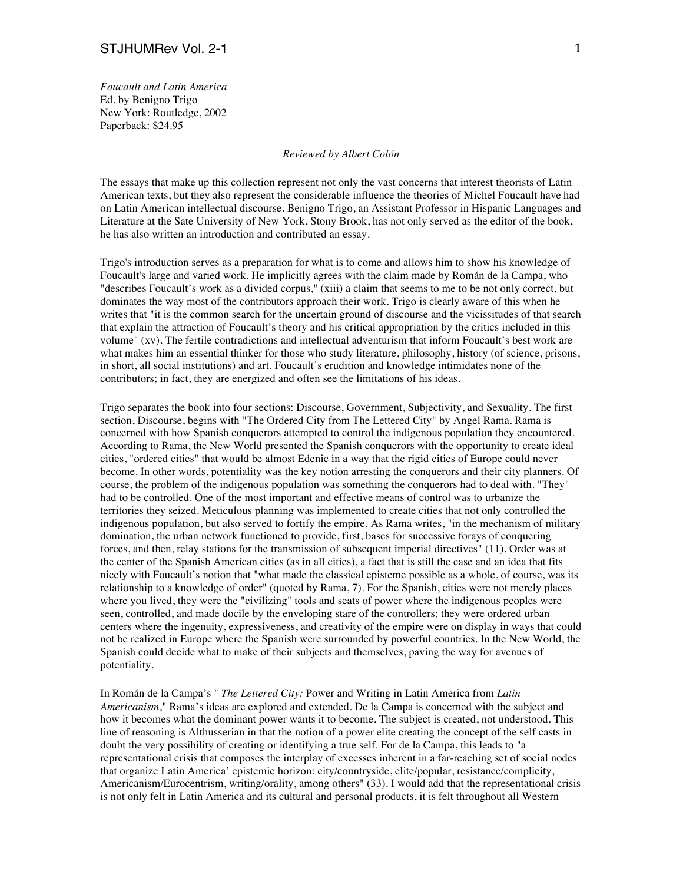*Foucault and Latin America*
Ed. by Benigno Trigo
New York: Routledge, 2002
Paperback: $24.95

*Reviewed by Albert Colón*

The essays that make up this collection represent not only the vast concerns that interest theorists of Latin American texts, but they also represent the considerable influence the theories of Michel Foucault have had on Latin American intellectual discourse. Benigno Trigo, an Assistant Professor in Hispanic Languages and Literature at the Sate University of New York, Stony Brook, has not only served as the editor of the book, he has also written an introduction and contributed an essay.

Trigo's introduction serves as a preparation for what is to come and allows him to show his knowledge of Foucault's large and varied work. He implicitly agrees with the claim made by Román de la Campa, who "describes Foucault's work as a divided corpus," (xiii) a claim that seems to me to be not only correct, but dominates the way most of the contributors approach their work. Trigo is clearly aware of this when he writes that "it is the common search for the uncertain ground of discourse and the vicissitudes of that search that explain the attraction of Foucault's theory and his critical appropriation by the critics included in this volume" (xv). The fertile contradictions and intellectual adventurism that inform Foucault's best work are what makes him an essential thinker for those who study literature, philosophy, history (of science, prisons, in short, all social institutions) and art. Foucault's erudition and knowledge intimidates none of the contributors; in fact, they are energized and often see the limitations of his ideas.

Trigo separates the book into four sections: Discourse, Government, Subjectivity, and Sexuality. The first section, Discourse, begins with "The Ordered City from The Lettered City" by Angel Rama. Rama is concerned with how Spanish conquerors attempted to control the indigenous population they encountered. According to Rama, the New World presented the Spanish conquerors with the opportunity to create ideal cities, "ordered cities" that would be almost Edenic in a way that the rigid cities of Europe could never become. In other words, potentiality was the key notion arresting the conquerors and their city planners. Of course, the problem of the indigenous population was something the conquerors had to deal with. "They" had to be controlled. One of the most important and effective means of control was to urbanize the territories they seized. Meticulous planning was implemented to create cities that not only controlled the indigenous population, but also served to fortify the empire. As Rama writes, "in the mechanism of military domination, the urban network functioned to provide, first, bases for successive forays of conquering forces, and then, relay stations for the transmission of subsequent imperial directives" (11). Order was at the center of the Spanish American cities (as in all cities), a fact that is still the case and an idea that fits nicely with Foucault's notion that "what made the classical episteme possible as a whole, of course, was its relationship to a knowledge of order" (quoted by Rama, 7). For the Spanish, cities were not merely places where you lived, they were the "civilizing" tools and seats of power where the indigenous peoples were seen, controlled, and made docile by the enveloping stare of the controllers; they were ordered urban centers where the ingenuity, expressiveness, and creativity of the empire were on display in ways that could not be realized in Europe where the Spanish were surrounded by powerful countries. In the New World, the Spanish could decide what to make of their subjects and themselves, paving the way for avenues of potentiality.

In Román de la Campa's " *The Lettered City:* Power and Writing in Latin America from *Latin Americanism*," Rama's ideas are explored and extended. De la Campa is concerned with the subject and how it becomes what the dominant power wants it to become. The subject is created, not understood. This line of reasoning is Althusserian in that the notion of a power elite creating the concept of the self casts in doubt the very possibility of creating or identifying a true self. For de la Campa, this leads to "a representational crisis that composes the interplay of excesses inherent in a far-reaching set of social nodes that organize Latin America' epistemic horizon: city/countryside, elite/popular, resistance/complicity, Americanism/Eurocentrism, writing/orality, among others" (33). I would add that the representational crisis is not only felt in Latin America and its cultural and personal products, it is felt throughout all Western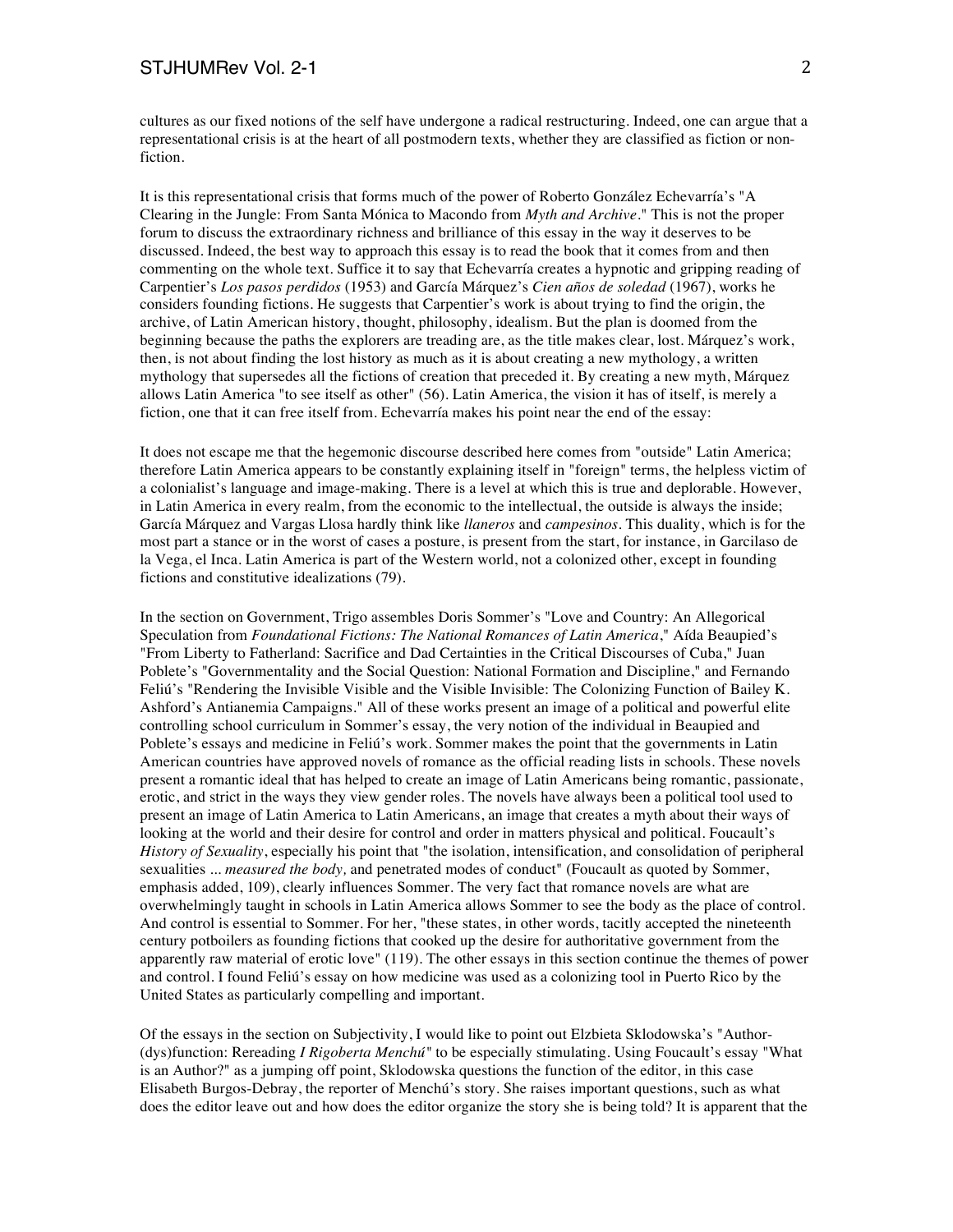cultures as our fixed notions of the self have undergone a radical restructuring. Indeed, one can argue that a representational crisis is at the heart of all postmodern texts, whether they are classified as fiction or non-fiction.

It is this representational crisis that forms much of the power of Roberto González Echevarría's "A Clearing in the Jungle: From Santa Mónica to Macondo from *Myth and Archive*." This is not the proper forum to discuss the extraordinary richness and brilliance of this essay in the way it deserves to be discussed. Indeed, the best way to approach this essay is to read the book that it comes from and then commenting on the whole text. Suffice it to say that Echevarría creates a hypnotic and gripping reading of Carpentier's *Los pasos perdidos* (1953) and García Márquez's *Cien años de soledad* (1967), works he considers founding fictions. He suggests that Carpentier's work is about trying to find the origin, the archive, of Latin American history, thought, philosophy, idealism. But the plan is doomed from the beginning because the paths the explorers are treading are, as the title makes clear, lost. Márquez's work, then, is not about finding the lost history as much as it is about creating a new mythology, a written mythology that supersedes all the fictions of creation that preceded it. By creating a new myth, Márquez allows Latin America "to see itself as other" (56). Latin America, the vision it has of itself, is merely a fiction, one that it can free itself from. Echevarría makes his point near the end of the essay:

It does not escape me that the hegemonic discourse described here comes from "outside" Latin America; therefore Latin America appears to be constantly explaining itself in "foreign" terms, the helpless victim of a colonialist's language and image-making. There is a level at which this is true and deplorable. However, in Latin America in every realm, from the economic to the intellectual, the outside is always the inside; García Márquez and Vargas Llosa hardly think like *llaneros* and *campesinos*. This duality, which is for the most part a stance or in the worst of cases a posture, is present from the start, for instance, in Garcilaso de la Vega, el Inca. Latin America is part of the Western world, not a colonized other, except in founding fictions and constitutive idealizations (79).

In the section on Government, Trigo assembles Doris Sommer's "Love and Country: An Allegorical Speculation from *Foundational Fictions: The National Romances of Latin America*," Aída Beaupied's "From Liberty to Fatherland: Sacrifice and Dad Certainties in the Critical Discourses of Cuba," Juan Poblete's "Governmentality and the Social Question: National Formation and Discipline," and Fernando Feliú's "Rendering the Invisible Visible and the Visible Invisible: The Colonizing Function of Bailey K. Ashford's Antianemia Campaigns." All of these works present an image of a political and powerful elite controlling school curriculum in Sommer's essay, the very notion of the individual in Beaupied and Poblete's essays and medicine in Feliú's work. Sommer makes the point that the governments in Latin American countries have approved novels of romance as the official reading lists in schools. These novels present a romantic ideal that has helped to create an image of Latin Americans being romantic, passionate, erotic, and strict in the ways they view gender roles. The novels have always been a political tool used to present an image of Latin America to Latin Americans, an image that creates a myth about their ways of looking at the world and their desire for control and order in matters physical and political. Foucault's *History of Sexuality*, especially his point that "the isolation, intensification, and consolidation of peripheral sexualities ... *measured the body,* and penetrated modes of conduct" (Foucault as quoted by Sommer, emphasis added, 109), clearly influences Sommer. The very fact that romance novels are what are overwhelmingly taught in schools in Latin America allows Sommer to see the body as the place of control. And control is essential to Sommer. For her, "these states, in other words, tacitly accepted the nineteenth century potboilers as founding fictions that cooked up the desire for authoritative government from the apparently raw material of erotic love" (119). The other essays in this section continue the themes of power and control. I found Feliú's essay on how medicine was used as a colonizing tool in Puerto Rico by the United States as particularly compelling and important.

Of the essays in the section on Subjectivity, I would like to point out Elzbieta Sklodowska's "Author-(dys)function: Rereading *I Rigoberta Menchú*" to be especially stimulating. Using Foucault's essay "What is an Author?" as a jumping off point, Sklodowska questions the function of the editor, in this case Elisabeth Burgos-Debray, the reporter of Menchú's story. She raises important questions, such as what does the editor leave out and how does the editor organize the story she is being told? It is apparent that the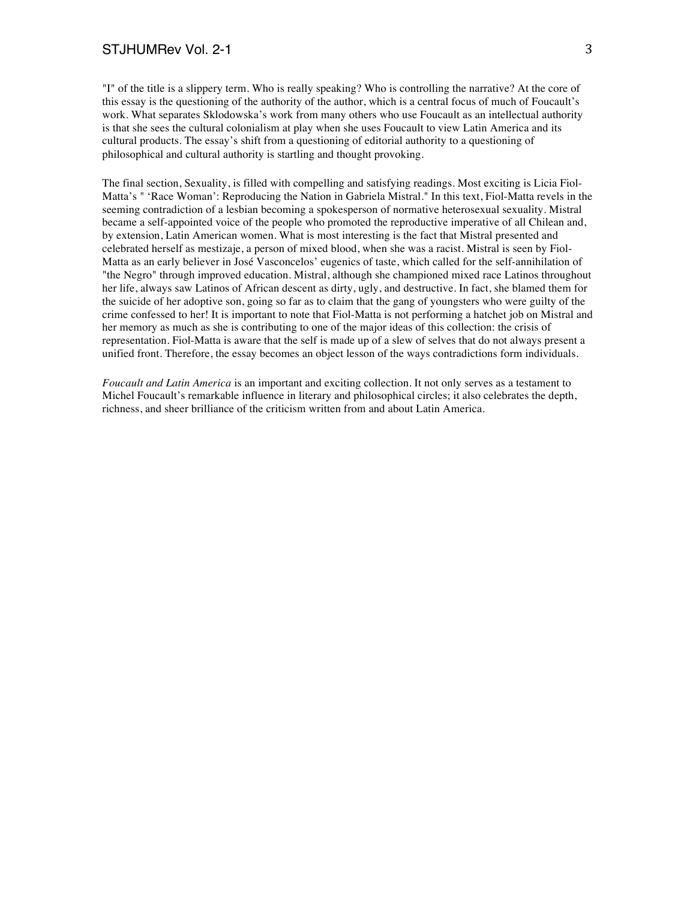"I" of the title is a slippery term. Who is really speaking? Who is controlling the narrative? At the core of this essay is the questioning of the authority of the author, which is a central focus of much of Foucault's work. What separates Sklodowska's work from many others who use Foucault as an intellectual authority is that she sees the cultural colonialism at play when she uses Foucault to view Latin America and its cultural products. The essay's shift from a questioning of editorial authority to a questioning of philosophical and cultural authority is startling and thought provoking.

The final section, Sexuality, is filled with compelling and satisfying readings. Most exciting is Licia Fiol-Matta's " 'Race Woman': Reproducing the Nation in Gabriela Mistral." In this text, Fiol-Matta revels in the seeming contradiction of a lesbian becoming a spokesperson of normative heterosexual sexuality. Mistral became a self-appointed voice of the people who promoted the reproductive imperative of all Chilean and, by extension, Latin American women. What is most interesting is the fact that Mistral presented and celebrated herself as mestizaje, a person of mixed blood, when she was a racist. Mistral is seen by Fiol-Matta as an early believer in José Vasconcelos' eugenics of taste, which called for the self-annihilation of "the Negro" through improved education. Mistral, although she championed mixed race Latinos throughout her life, always saw Latinos of African descent as dirty, ugly, and destructive. In fact, she blamed them for the suicide of her adoptive son, going so far as to claim that the gang of youngsters who were guilty of the crime confessed to her! It is important to note that Fiol-Matta is not performing a hatchet job on Mistral and her memory as much as she is contributing to one of the major ideas of this collection: the crisis of representation. Fiol-Matta is aware that the self is made up of a slew of selves that do not always present a unified front. Therefore, the essay becomes an object lesson of the ways contradictions form individuals.

*Foucault and Latin America* is an important and exciting collection. It not only serves as a testament to Michel Foucault's remarkable influence in literary and philosophical circles; it also celebrates the depth, richness, and sheer brilliance of the criticism written from and about Latin America.